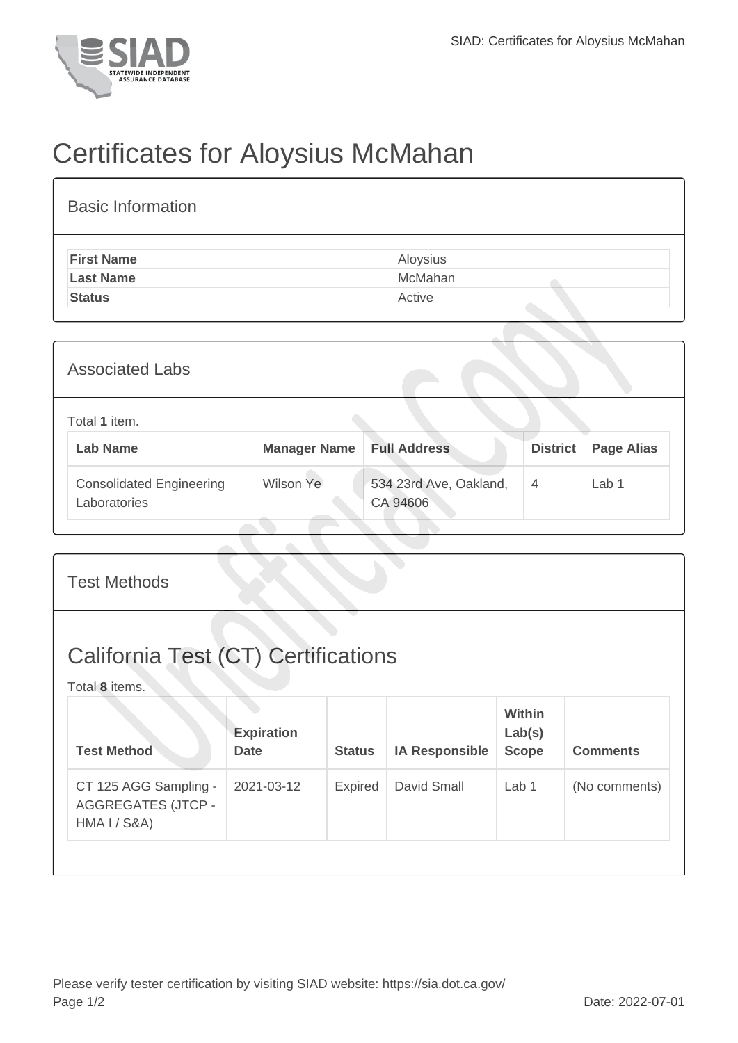# Certificates for Aloysius McMahan

## Basic Information

| | |
|---|---|
| **First Name** | Aloysius |
| **Last Name** | McMahan |
| **Status** | Active |

## Associated Labs

Total **1** item.

| Lab Name | Manager Name | Full Address | District | Page Alias |
|---|---|---|---|---|
| Consolidated Engineering Laboratories | Wilson Ye | 534 23rd Ave, Oakland, CA 94606 | 4 | Lab 1 |

## Test Methods

### California Test (CT) Certifications

Total **8** items.

| Test Method | Expiration Date | Status | IA Responsible | Within Lab(s) Scope | Comments |
|---|---|---|---|---|---|
| CT 125 AGG Sampling - AGGREGATES (JTCP - HMA I / S&A) | 2021-03-12 | Expired | David Small | Lab 1 | (No comments) |

Please verify tester certification by visiting SIAD website: https://sia.dot.ca.gov/

Date: 2022-07-01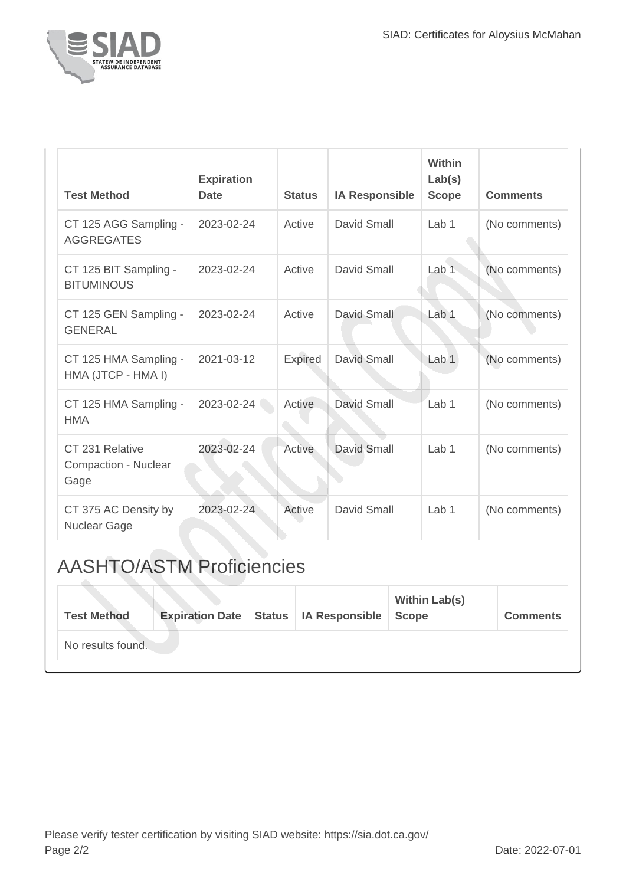| Test Method | Expiration Date | Status | IA Responsible | Within Lab(s) Scope | Comments |
|---|---|---|---|---|---|
| CT 125 AGG Sampling - AGGREGATES | 2023-02-24 | Active | David Small | Lab 1 | (No comments) |
| CT 125 BIT Sampling - BITUMINOUS | 2023-02-24 | Active | David Small | Lab 1 | (No comments) |
| CT 125 GEN Sampling - GENERAL | 2023-02-24 | Active | David Small | Lab 1 | (No comments) |
| CT 125 HMA Sampling - HMA (JTCP - HMA I) | 2021-03-12 | Expired | David Small | Lab 1 | (No comments) |
| CT 125 HMA Sampling - HMA | 2023-02-24 | Active | David Small | Lab 1 | (No comments) |
| CT 231 Relative Compaction - Nuclear Gage | 2023-02-24 | Active | David Small | Lab 1 | (No comments) |
| CT 375 AC Density by Nuclear Gage | 2023-02-24 | Active | David Small | Lab 1 | (No comments) |

## AASHTO/ASTM Proficiencies

| Test Method | Expiration Date | Status | IA Responsible | Within Lab(s) Scope | Comments |
|---|---|---|---|---|---|
| No results found. | | | | | |

Please verify tester certification by visiting SIAD website: https://sia.dot.ca.gov/

Date: 2022-07-01